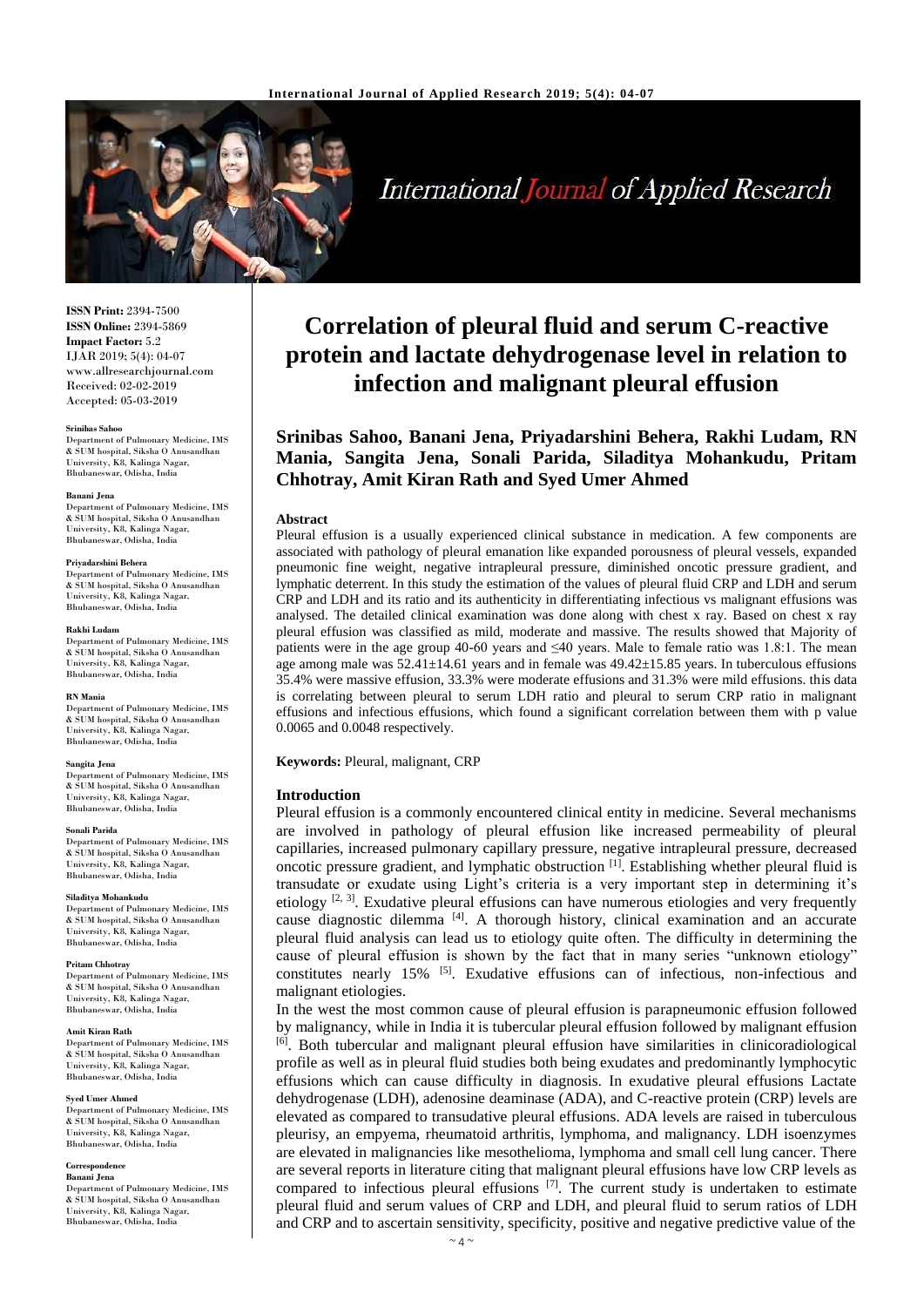ISSN Print: 2394-7500
ISSN Online: 2394-5869
Impact Factor: 5.2
IJAR 2019; 5(4): 04-07
www.allresearchjournal.com
Received: 02-02-2019
Accepted: 05-03-2019

**Srinibas Sahoo**
Department of Pulmonary Medicine, IMS & SUM hospital, Siksha O Anusandhan University, K8, Kalinga Nagar, Bhubaneswar, Odisha, India

**Banani Jena**
Department of Pulmonary Medicine, IMS & SUM hospital, Siksha O Anusandhan University, K8, Kalinga Nagar, Bhubaneswar, Odisha, India

**Priyadarshini Behera**
Department of Pulmonary Medicine, IMS & SUM hospital, Siksha O Anusandhan University, K8, Kalinga Nagar, Bhubaneswar, Odisha, India

**Rakhi Ludam**
Department of Pulmonary Medicine, IMS & SUM hospital, Siksha O Anusandhan University, K8, Kalinga Nagar, Bhubaneswar, Odisha, India

**RN Mania**
Department of Pulmonary Medicine, IMS & SUM hospital, Siksha O Anusandhan University, K8, Kalinga Nagar, Bhubaneswar, Odisha, India

**Sangita Jena**
Department of Pulmonary Medicine, IMS & SUM hospital, Siksha O Anusandhan University, K8, Kalinga Nagar, Bhubaneswar, Odisha, India

**Sonali Parida**
Department of Pulmonary Medicine, IMS & SUM hospital, Siksha O Anusandhan University, K8, Kalinga Nagar, Bhubaneswar, Odisha, India

**Siladitya Mohankudu**
Department of Pulmonary Medicine, IMS & SUM hospital, Siksha O Anusandhan University, K8, Kalinga Nagar, Bhubaneswar, Odisha, India

**Pritam Chhotray**
Department of Pulmonary Medicine, IMS & SUM hospital, Siksha O Anusandhan University, K8, Kalinga Nagar, Bhubaneswar, Odisha, India

**Amit Kiran Rath**
Department of Pulmonary Medicine, IMS & SUM hospital, Siksha O Anusandhan University, K8, Kalinga Nagar, Bhubaneswar, Odisha, India

**Syed Umer Ahmed**
Department of Pulmonary Medicine, IMS & SUM hospital, Siksha O Anusandhan University, K8, Kalinga Nagar, Bhubaneswar, Odisha, India

**Correspondence**
**Banani Jena**
Department of Pulmonary Medicine, IMS & SUM hospital, Siksha O Anusandhan University, K8, Kalinga Nagar, Bhubaneswar, Odisha, India

# Correlation of pleural fluid and serum C-reactive protein and lactate dehydrogenase level in relation to infection and malignant pleural effusion

**Srinibas Sahoo, Banani Jena, Priyadarshini Behera, Rakhi Ludam, RN Mania, Sangita Jena, Sonali Parida, Siladitya Mohankudu, Pritam Chhotray, Amit Kiran Rath and Syed Umer Ahmed**

## Abstract

Pleural effusion is a usually experienced clinical substance in medication. A few components are associated with pathology of pleural emanation like expanded porousness of pleural vessels, expanded pneumonic fine weight, negative intrapleural pressure, diminished oncotic pressure gradient, and lymphatic deterrent. In this study the estimation of the values of pleural fluid CRP and LDH and serum CRP and LDH and its ratio and its authenticity in differentiating infectious vs malignant effusions was analysed. The detailed clinical examination was done along with chest x ray. Based on chest x ray pleural effusion was classified as mild, moderate and massive. The results showed that Majority of patients were in the age group 40-60 years and ≤40 years. Male to female ratio was 1.8:1. The mean age among male was 52.41±14.61 years and in female was 49.42±15.85 years. In tuberculous effusions 35.4% were massive effusion, 33.3% were moderate effusions and 31.3% were mild effusions. this data is correlating between pleural to serum LDH ratio and pleural to serum CRP ratio in malignant effusions and infectious effusions, which found a significant correlation between them with p value 0.0065 and 0.0048 respectively.

**Keywords:** Pleural, malignant, CRP

## Introduction

Pleural effusion is a commonly encountered clinical entity in medicine. Several mechanisms are involved in pathology of pleural effusion like increased permeability of pleural capillaries, increased pulmonary capillary pressure, negative intrapleural pressure, decreased oncotic pressure gradient, and lymphatic obstruction [1]. Establishing whether pleural fluid is transudate or exudate using Light's criteria is a very important step in determining it's etiology [2, 3]. Exudative pleural effusions can have numerous etiologies and very frequently cause diagnostic dilemma [4]. A thorough history, clinical examination and an accurate pleural fluid analysis can lead us to etiology quite often. The difficulty in determining the cause of pleural effusion is shown by the fact that in many series "unknown etiology" constitutes nearly 15% [5]. Exudative effusions can of infectious, non-infectious and malignant etiologies.

In the west the most common cause of pleural effusion is parapneumonic effusion followed by malignancy, while in India it is tubercular pleural effusion followed by malignant effusion [6]. Both tubercular and malignant pleural effusion have similarities in clinicoradiological profile as well as in pleural fluid studies both being exudates and predominantly lymphocytic effusions which can cause difficulty in diagnosis. In exudative pleural effusions Lactate dehydrogenase (LDH), adenosine deaminase (ADA), and C-reactive protein (CRP) levels are elevated as compared to transudative pleural effusions. ADA levels are raised in tuberculous pleurisy, an empyema, rheumatoid arthritis, lymphoma, and malignancy. LDH isoenzymes are elevated in malignancies like mesothelioma, lymphoma and small cell lung cancer. There are several reports in literature citing that malignant pleural effusions have low CRP levels as compared to infectious pleural effusions [7]. The current study is undertaken to estimate pleural fluid and serum values of CRP and LDH, and pleural fluid to serum ratios of LDH and CRP and to ascertain sensitivity, specificity, positive and negative predictive value of the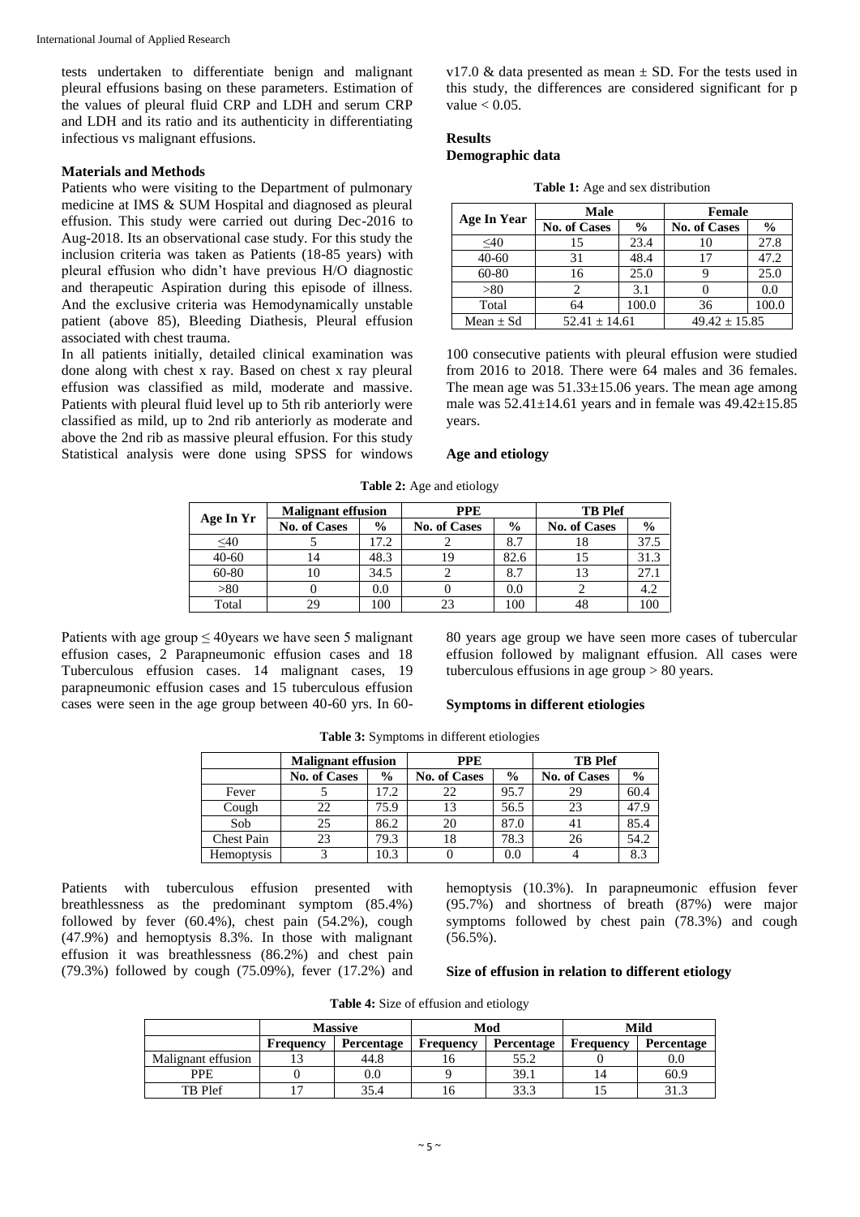tests undertaken to differentiate benign and malignant pleural effusions basing on these parameters. Estimation of the values of pleural fluid CRP and LDH and serum CRP and LDH and its ratio and its authenticity in differentiating infectious vs malignant effusions.

### Materials and Methods

Patients who were visiting to the Department of pulmonary medicine at IMS & SUM Hospital and diagnosed as pleural effusion. This study were carried out during Dec-2016 to Aug-2018. Its an observational case study. For this study the inclusion criteria was taken as Patients (18-85 years) with pleural effusion who didn't have previous H/O diagnostic and therapeutic Aspiration during this episode of illness. And the exclusive criteria was Hemodynamically unstable patient (above 85), Bleeding Diathesis, Pleural effusion associated with chest trauma.

In all patients initially, detailed clinical examination was done along with chest x ray. Based on chest x ray pleural effusion was classified as mild, moderate and massive. Patients with pleural fluid level up to 5th rib anteriorly were classified as mild, up to 2nd rib anteriorly as moderate and above the 2nd rib as massive pleural effusion. For this study Statistical analysis were done using SPSS for windows v17.0 & data presented as mean ± SD. For the tests used in this study, the differences are considered significant for p value < 0.05.

### Results

#### Demographic data

**Table 1:** Age and sex distribution

| Age In Year | Male | | Female | |
|---|---|---|---|---|
| | No. of Cases | % | No. of Cases | % |
| ≤40 | 15 | 23.4 | 10 | 27.8 |
| 40-60 | 31 | 48.4 | 17 | 47.2 |
| 60-80 | 16 | 25.0 | 9 | 25.0 |
| >80 | 2 | 3.1 | 0 | 0.0 |
| Total | 64 | 100.0 | 36 | 100.0 |
| Mean ± Sd | 52.41 ± 14.61 | | 49.42 ± 15.85 | |

100 consecutive patients with pleural effusion were studied from 2016 to 2018. There were 64 males and 36 females. The mean age was 51.33±15.06 years. The mean age among male was 52.41±14.61 years and in female was 49.42±15.85 years.

#### Age and etiology

**Table 2:** Age and etiology

| Age In Yr | Malignant effusion | | PPE | | TB Plef | |
|---|---|---|---|---|---|---|
| | No. of Cases | % | No. of Cases | % | No. of Cases | % |
| ≤40 | 5 | 17.2 | 2 | 8.7 | 18 | 37.5 |
| 40-60 | 14 | 48.3 | 19 | 82.6 | 15 | 31.3 |
| 60-80 | 10 | 34.5 | 2 | 8.7 | 13 | 27.1 |
| >80 | 0 | 0.0 | 0 | 0.0 | 2 | 4.2 |
| Total | 29 | 100 | 23 | 100 | 48 | 100 |

Patients with age group ≤ 40years we have seen 5 malignant effusion cases, 2 Parapneumonic effusion cases and 18 Tuberculous effusion cases. 14 malignant cases, 19 parapneumonic effusion cases and 15 tuberculous effusion cases were seen in the age group between 40-60 yrs. In 60-80 years age group we have seen more cases of tubercular effusion followed by malignant effusion. All cases were tuberculous effusions in age group > 80 years.

#### Symptoms in different etiologies

**Table 3:** Symptoms in different etiologies

| | Malignant effusion | | PPE | | TB Plef | |
|---|---|---|---|---|---|---|
| | No. of Cases | % | No. of Cases | % | No. of Cases | % |
| Fever | 5 | 17.2 | 22 | 95.7 | 29 | 60.4 |
| Cough | 22 | 75.9 | 13 | 56.5 | 23 | 47.9 |
| Sob | 25 | 86.2 | 20 | 87.0 | 41 | 85.4 |
| Chest Pain | 23 | 79.3 | 18 | 78.3 | 26 | 54.2 |
| Hemoptysis | 3 | 10.3 | 0 | 0.0 | 4 | 8.3 |

Patients with tuberculous effusion presented with breathlessness as the predominant symptom (85.4%) followed by fever (60.4%), chest pain (54.2%), cough (47.9%) and hemoptysis 8.3%. In those with malignant effusion it was breathlessness (86.2%) and chest pain (79.3%) followed by cough (75.09%), fever (17.2%) and hemoptysis (10.3%). In parapneumonic effusion fever (95.7%) and shortness of breath (87%) were major symptoms followed by chest pain (78.3%) and cough (56.5%).

#### Size of effusion in relation to different etiology

**Table 4:** Size of effusion and etiology

| | Massive | | Mod | | Mild | |
|---|---|---|---|---|---|---|
| | Frequency | Percentage | Frequency | Percentage | Frequency | Percentage |
| Malignant effusion | 13 | 44.8 | 16 | 55.2 | 0 | 0.0 |
| PPE | 0 | 0.0 | 9 | 39.1 | 14 | 60.9 |
| TB Plef | 17 | 35.4 | 16 | 33.3 | 15 | 31.3 |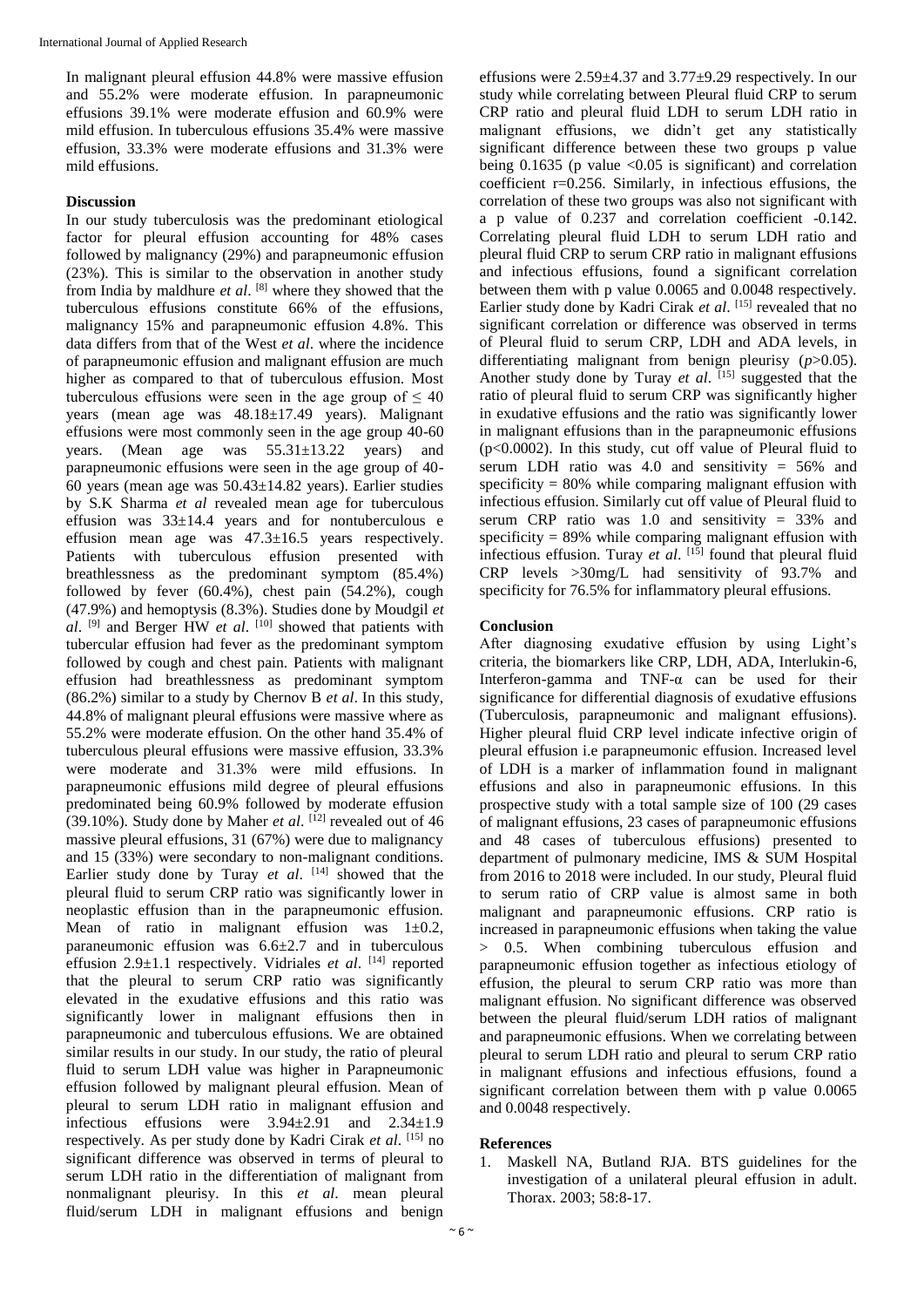In malignant pleural effusion 44.8% were massive effusion and 55.2% were moderate effusion. In parapneumonic effusions 39.1% were moderate effusion and 60.9% were mild effusion. In tuberculous effusions 35.4% were massive effusion, 33.3% were moderate effusions and 31.3% were mild effusions.

## Discussion

In our study tuberculosis was the predominant etiological factor for pleural effusion accounting for 48% cases followed by malignancy (29%) and parapneumonic effusion (23%). This is similar to the observation in another study from India by maldhure *et al*. [8] where they showed that the tuberculous effusions constitute 66% of the effusions, malignancy 15% and parapneumonic effusion 4.8%. This data differs from that of the West *et al*. where the incidence of parapneumonic effusion and malignant effusion are much higher as compared to that of tuberculous effusion. Most tuberculous effusions were seen in the age group of ≤ 40 years (mean age was 48.18±17.49 years). Malignant effusions were most commonly seen in the age group 40-60 years. (Mean age was 55.31±13.22 years) and parapneumonic effusions were seen in the age group of 40-60 years (mean age was 50.43±14.82 years). Earlier studies by S.K Sharma *et al* revealed mean age for tuberculous effusion was 33±14.4 years and for nontuberculous e effusion mean age was 47.3±16.5 years respectively. Patients with tuberculous effusion presented with breathlessness as the predominant symptom (85.4%) followed by fever (60.4%), chest pain (54.2%), cough (47.9%) and hemoptysis (8.3%). Studies done by Moudgil *et al*. [9] and Berger HW *et al*. [10] showed that patients with tubercular effusion had fever as the predominant symptom followed by cough and chest pain. Patients with malignant effusion had breathlessness as predominant symptom (86.2%) similar to a study by Chernov B *et al*. In this study, 44.8% of malignant pleural effusions were massive where as 55.2% were moderate effusion. On the other hand 35.4% of tuberculous pleural effusions were massive effusion, 33.3% were moderate and 31.3% were mild effusions. In parapneumonic effusions mild degree of pleural effusions predominated being 60.9% followed by moderate effusion (39.10%). Study done by Maher *et al*. [12] revealed out of 46 massive pleural effusions, 31 (67%) were due to malignancy and 15 (33%) were secondary to non-malignant conditions. Earlier study done by Turay *et al*. [14] showed that the pleural fluid to serum CRP ratio was significantly lower in neoplastic effusion than in the parapneumonic effusion. Mean of ratio in malignant effusion was 1±0.2, paraneumonic effusion was 6.6±2.7 and in tuberculous effusion 2.9±1.1 respectively. Vidriales *et al*. [14] reported that the pleural to serum CRP ratio was significantly elevated in the exudative effusions and this ratio was significantly lower in malignant effusions then in parapneumonic and tuberculous effusions. We are obtained similar results in our study. In our study, the ratio of pleural fluid to serum LDH value was higher in Parapneumonic effusion followed by malignant pleural effusion. Mean of pleural to serum LDH ratio in malignant effusion and infectious effusions were 3.94±2.91 and 2.34±1.9 respectively. As per study done by Kadri Cirak *et al*. [15] no significant difference was observed in terms of pleural to serum LDH ratio in the differentiation of malignant from nonmalignant pleurisy. In this *et al*. mean pleural fluid/serum LDH in malignant effusions and benign effusions were 2.59±4.37 and 3.77±9.29 respectively. In our study while correlating between Pleural fluid CRP to serum CRP ratio and pleural fluid LDH to serum LDH ratio in malignant effusions, we didn't get any statistically significant difference between these two groups p value being 0.1635 (p value <0.05 is significant) and correlation coefficient r=0.256. Similarly, in infectious effusions, the correlation of these two groups was also not significant with a p value of 0.237 and correlation coefficient -0.142. Correlating pleural fluid LDH to serum LDH ratio and pleural fluid CRP to serum CRP ratio in malignant effusions and infectious effusions, found a significant correlation between them with p value 0.0065 and 0.0048 respectively. Earlier study done by Kadri Cirak *et al*. [15] revealed that no significant correlation or difference was observed in terms of Pleural fluid to serum CRP, LDH and ADA levels, in differentiating malignant from benign pleurisy (*p*>0.05). Another study done by Turay *et al*. [15] suggested that the ratio of pleural fluid to serum CRP was significantly higher in exudative effusions and the ratio was significantly lower in malignant effusions than in the parapneumonic effusions (p<0.0002). In this study, cut off value of Pleural fluid to serum LDH ratio was 4.0 and sensitivity = 56% and specificity = 80% while comparing malignant effusion with infectious effusion. Similarly cut off value of Pleural fluid to serum CRP ratio was 1.0 and sensitivity = 33% and specificity = 89% while comparing malignant effusion with infectious effusion. Turay *et al*. [15] found that pleural fluid CRP levels >30mg/L had sensitivity of 93.7% and specificity for 76.5% for inflammatory pleural effusions.

## Conclusion

After diagnosing exudative effusion by using Light's criteria, the biomarkers like CRP, LDH, ADA, Interlukin-6, Interferon-gamma and TNF-α can be used for their significance for differential diagnosis of exudative effusions (Tuberculosis, parapneumonic and malignant effusions). Higher pleural fluid CRP level indicate infective origin of pleural effusion i.e parapneumonic effusion. Increased level of LDH is a marker of inflammation found in malignant effusions and also in parapneumonic effusions. In this prospective study with a total sample size of 100 (29 cases of malignant effusions, 23 cases of parapneumonic effusions and 48 cases of tuberculous effusions) presented to department of pulmonary medicine, IMS & SUM Hospital from 2016 to 2018 were included. In our study, Pleural fluid to serum ratio of CRP value is almost same in both malignant and parapneumonic effusions. CRP ratio is increased in parapneumonic effusions when taking the value > 0.5. When combining tuberculous effusion and parapneumonic effusion together as infectious etiology of effusion, the pleural to serum CRP ratio was more than malignant effusion. No significant difference was observed between the pleural fluid/serum LDH ratios of malignant and parapneumonic effusions. When we correlating between pleural to serum LDH ratio and pleural to serum CRP ratio in malignant effusions and infectious effusions, found a significant correlation between them with p value 0.0065 and 0.0048 respectively.

## References

1. Maskell NA, Butland RJA. BTS guidelines for the investigation of a unilateral pleural effusion in adult. Thorax. 2003; 58:8-17.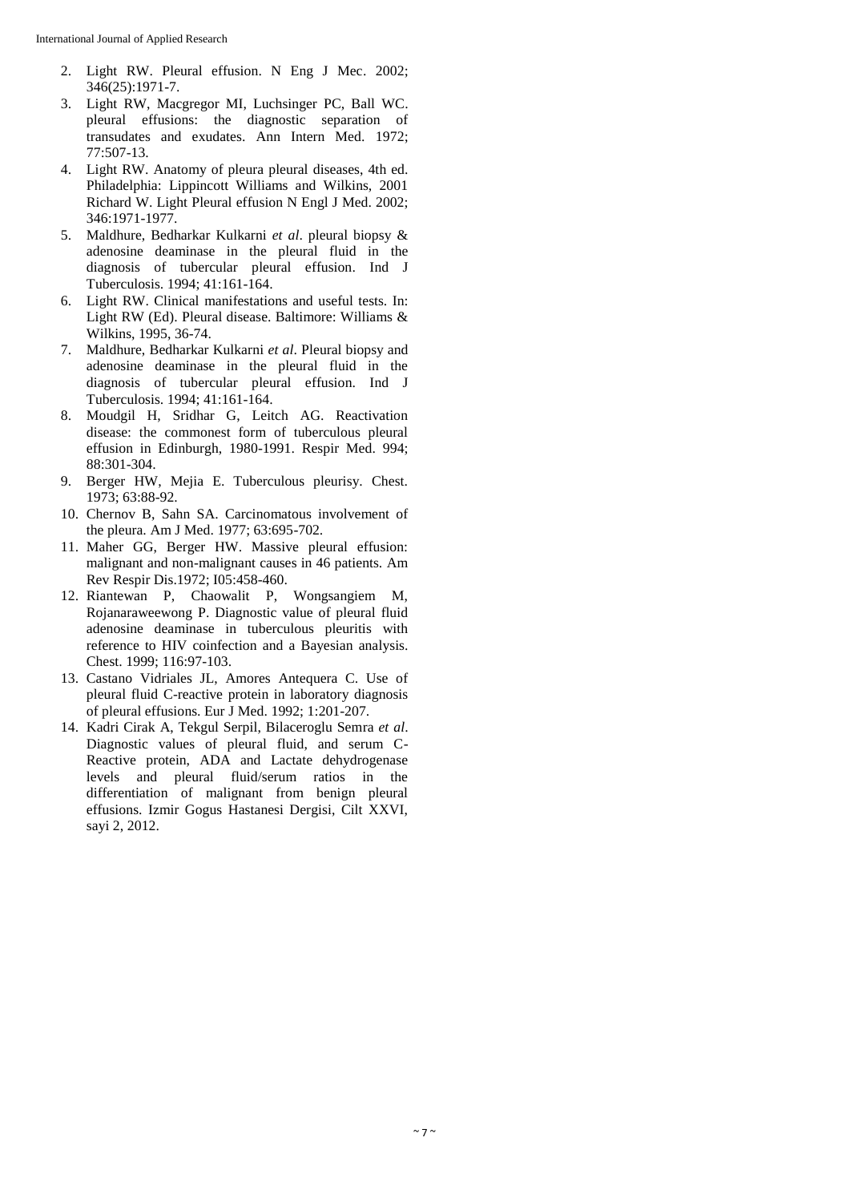2. Light RW. Pleural effusion. N Eng J Mec. 2002; 346(25):1971-7.
3. Light RW, Macgregor MI, Luchsinger PC, Ball WC. pleural effusions: the diagnostic separation of transudates and exudates. Ann Intern Med. 1972; 77:507-13.
4. Light RW. Anatomy of pleura pleural diseases, 4th ed. Philadelphia: Lippincott Williams and Wilkins, 2001 Richard W. Light Pleural effusion N Engl J Med. 2002; 346:1971-1977.
5. Maldhure, Bedharkar Kulkarni *et al*. pleural biopsy & adenosine deaminase in the pleural fluid in the diagnosis of tubercular pleural effusion. Ind J Tuberculosis. 1994; 41:161-164.
6. Light RW. Clinical manifestations and useful tests. In: Light RW (Ed). Pleural disease. Baltimore: Williams & Wilkins, 1995, 36-74.
7. Maldhure, Bedharkar Kulkarni *et al*. Pleural biopsy and adenosine deaminase in the pleural fluid in the diagnosis of tubercular pleural effusion. Ind J Tuberculosis. 1994; 41:161-164.
8. Moudgil H, Sridhar G, Leitch AG. Reactivation disease: the commonest form of tuberculous pleural effusion in Edinburgh, 1980-1991. Respir Med. 994; 88:301-304.
9. Berger HW, Mejia E. Tuberculous pleurisy. Chest. 1973; 63:88-92.
10. Chernov B, Sahn SA. Carcinomatous involvement of the pleura. Am J Med. 1977; 63:695-702.
11. Maher GG, Berger HW. Massive pleural effusion: malignant and non-malignant causes in 46 patients. Am Rev Respir Dis.1972; I05:458-460.
12. Riantewan P, Chaowalit P, Wongsangiem M, Rojanaraweewong P. Diagnostic value of pleural fluid adenosine deaminase in tuberculous pleuritis with reference to HIV coinfection and a Bayesian analysis. Chest. 1999; 116:97-103.
13. Castano Vidriales JL, Amores Antequera C. Use of pleural fluid C-reactive protein in laboratory diagnosis of pleural effusions. Eur J Med. 1992; 1:201-207.
14. Kadri Cirak A, Tekgul Serpil, Bilaceroglu Semra *et al*. Diagnostic values of pleural fluid, and serum C-Reactive protein, ADA and Lactate dehydrogenase levels and pleural fluid/serum ratios in the differentiation of malignant from benign pleural effusions. Izmir Gogus Hastanesi Dergisi, Cilt XXVI, sayi 2, 2012.